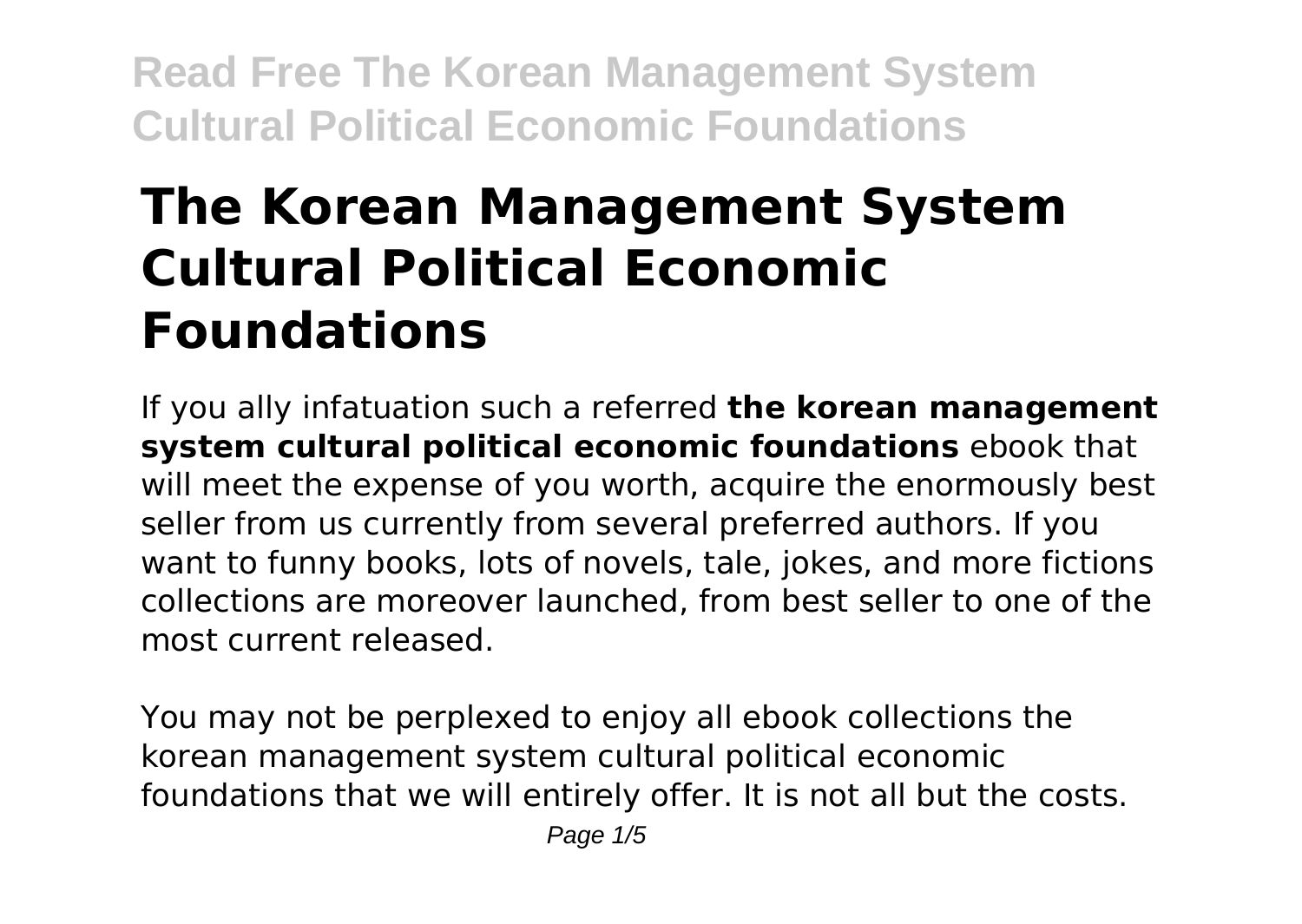# The Korean Management System Cultural Political Economic Foundations

If you ally infatuation such a referred **the korean management system cultural political economic foundations** ebook that will meet the expense of you worth, acquire the enormously best seller from us currently from several preferred authors. If you want to funny books, lots of novels, tale, jokes, and more fictions collections are moreover launched, from best seller to one of the most current released.

You may not be perplexed to enjoy all ebook collections the korean management system cultural political economic foundations that we will entirely offer. It is not all but the costs.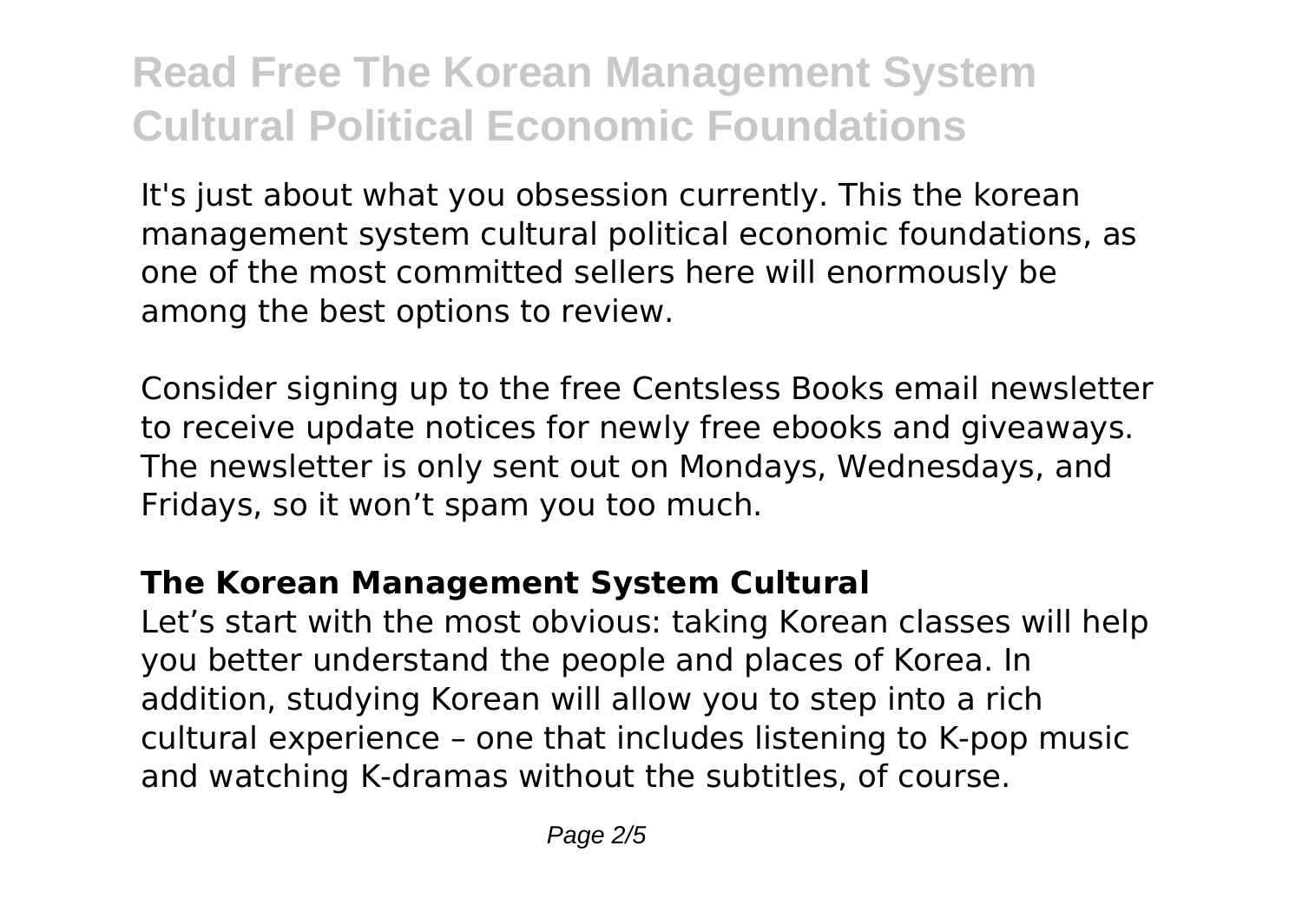It's just about what you obsession currently. This the korean management system cultural political economic foundations, as one of the most committed sellers here will enormously be among the best options to review.

Consider signing up to the free Centsless Books email newsletter to receive update notices for newly free ebooks and giveaways. The newsletter is only sent out on Mondays, Wednesdays, and Fridays, so it won't spam you too much.

## The Korean Management System Cultural

Let's start with the most obvious: taking Korean classes will help you better understand the people and places of Korea. In addition, studying Korean will allow you to step into a rich cultural experience – one that includes listening to K-pop music and watching K-dramas without the subtitles, of course.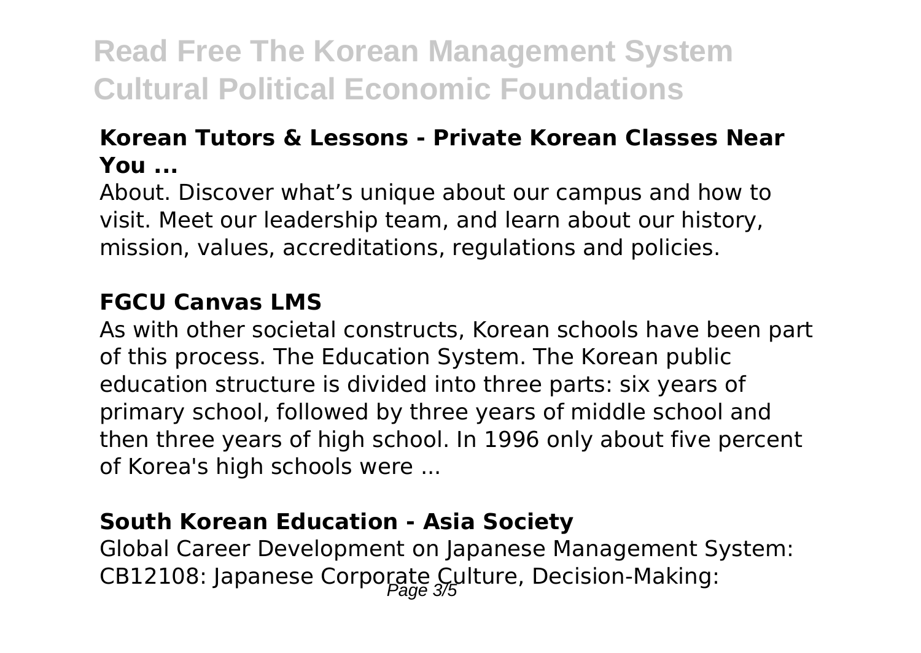### Korean Tutors & Lessons - Private Korean Classes Near You ...

About. Discover what's unique about our campus and how to visit. Meet our leadership team, and learn about our history, mission, values, accreditations, regulations and policies.

### FGCU Canvas LMS

As with other societal constructs, Korean schools have been part of this process. The Education System. The Korean public education structure is divided into three parts: six years of primary school, followed by three years of middle school and then three years of high school. In 1996 only about five percent of Korea's high schools were ...

### South Korean Education - Asia Society

Global Career Development on Japanese Management System: CB12108: Japanese Corporate Culture, Decision-Making: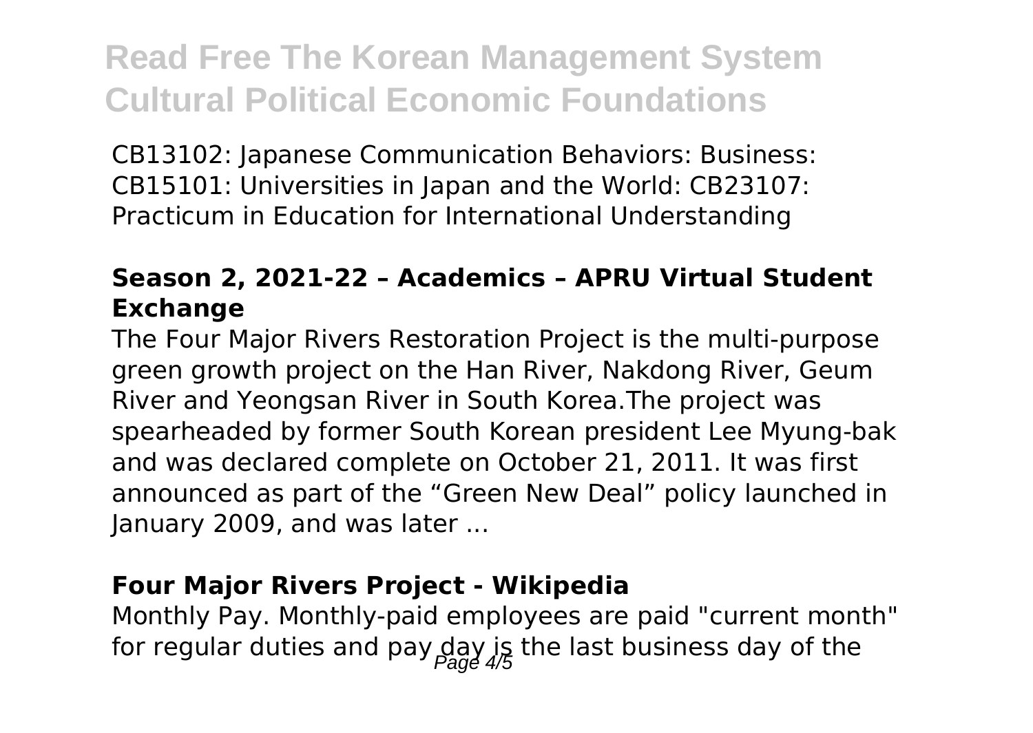CB13102: Japanese Communication Behaviors: Business: CB15101: Universities in Japan and the World: CB23107: Practicum in Education for International Understanding

### Season 2, 2021-22 – Academics – APRU Virtual Student Exchange

The Four Major Rivers Restoration Project is the multi-purpose green growth project on the Han River, Nakdong River, Geum River and Yeongsan River in South Korea.The project was spearheaded by former South Korean president Lee Myung-bak and was declared complete on October 21, 2011. It was first announced as part of the "Green New Deal" policy launched in January 2009, and was later ...

### Four Major Rivers Project - Wikipedia

Monthly Pay. Monthly-paid employees are paid "current month" for regular duties and pay day is the last business day of the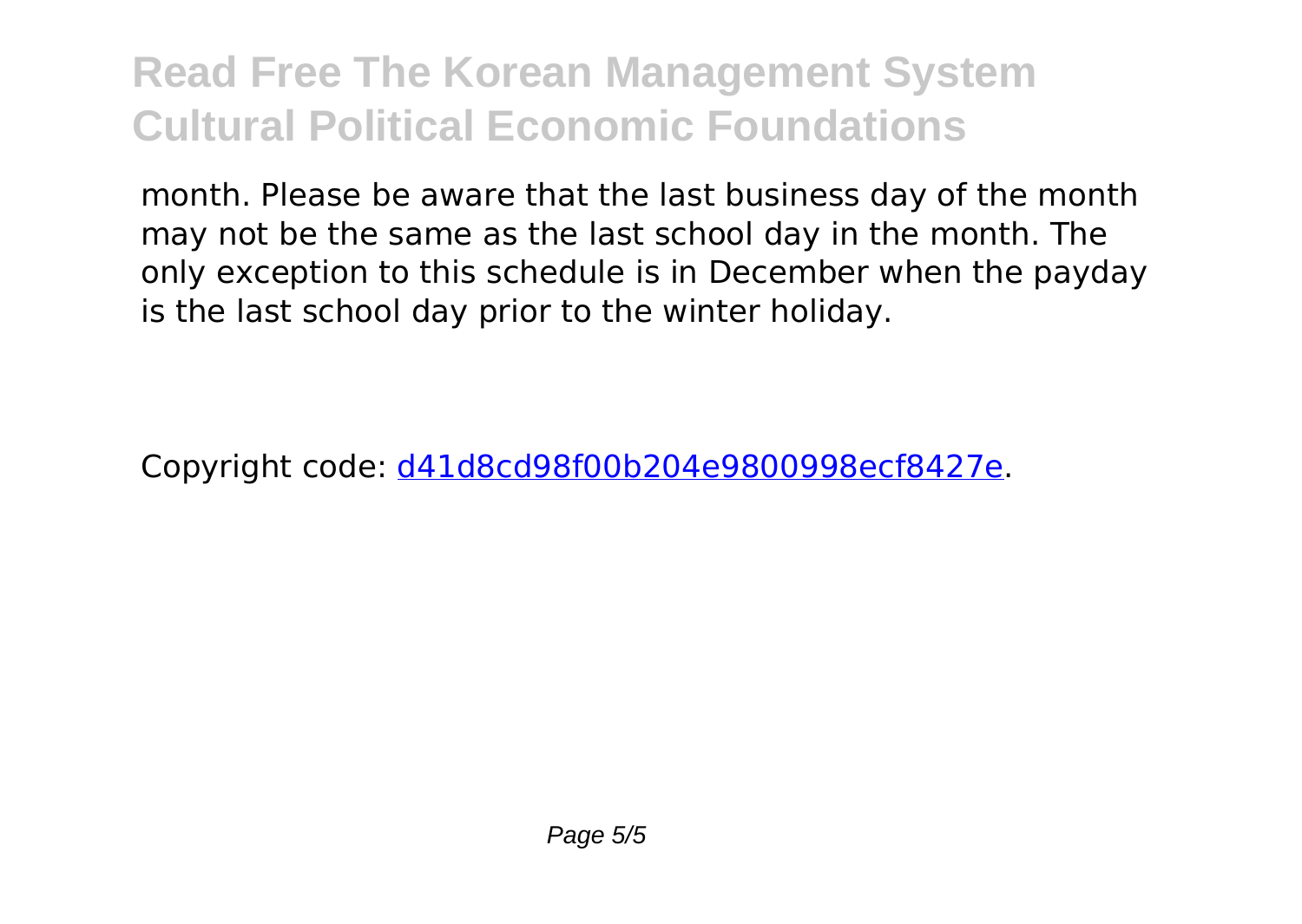month. Please be aware that the last business day of the month may not be the same as the last school day in the month. The only exception to this schedule is in December when the payday is the last school day prior to the winter holiday.

Copyright code: [d41d8cd98f00b204e9800998ecf8427e](#).